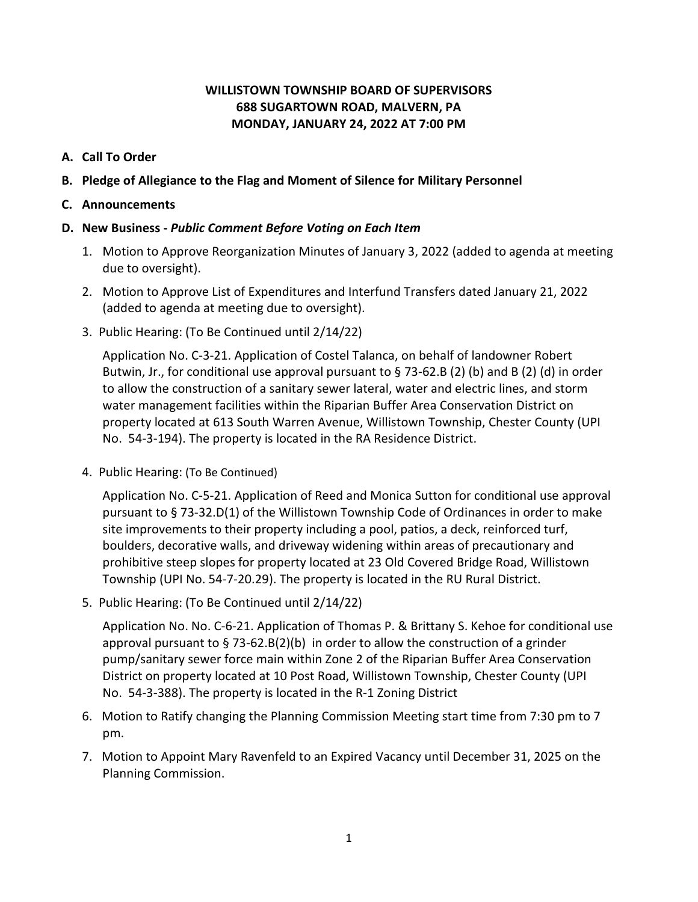**WILLISTOWN TOWNSHIP BOARD OF SUPERVISORS**
**688 SUGARTOWN ROAD, MALVERN, PA**
**MONDAY, JANUARY 24, 2022 AT 7:00 PM**

**A. Call To Order**

**B. Pledge of Allegiance to the Flag and Moment of Silence for Military Personnel**

**C. Announcements**

**D. New Business -** ***Public Comment Before Voting on Each Item***

1. Motion to Approve Reorganization Minutes of January 3, 2022 (added to agenda at meeting due to oversight).

2. Motion to Approve List of Expenditures and Interfund Transfers dated January 21, 2022 (added to agenda at meeting due to oversight).

3. Public Hearing: (To Be Continued until 2/14/22)

   Application No. C-3-21. Application of Costel Talanca, on behalf of landowner Robert Butwin, Jr., for conditional use approval pursuant to § 73-62.B (2) (b) and B (2) (d) in order to allow the construction of a sanitary sewer lateral, water and electric lines, and storm water management facilities within the Riparian Buffer Area Conservation District on property located at 613 South Warren Avenue, Willistown Township, Chester County (UPI No. 54-3-194). The property is located in the RA Residence District.

4. Public Hearing: (To Be Continued)

   Application No. C-5-21. Application of Reed and Monica Sutton for conditional use approval pursuant to § 73-32.D(1) of the Willistown Township Code of Ordinances in order to make site improvements to their property including a pool, patios, a deck, reinforced turf, boulders, decorative walls, and driveway widening within areas of precautionary and prohibitive steep slopes for property located at 23 Old Covered Bridge Road, Willistown Township (UPI No. 54-7-20.29). The property is located in the RU Rural District.

5. Public Hearing: (To Be Continued until 2/14/22)

   Application No. No. C-6-21. Application of Thomas P. & Brittany S. Kehoe for conditional use approval pursuant to § 73-62.B(2)(b) in order to allow the construction of a grinder pump/sanitary sewer force main within Zone 2 of the Riparian Buffer Area Conservation District on property located at 10 Post Road, Willistown Township, Chester County (UPI No. 54-3-388). The property is located in the R-1 Zoning District

6. Motion to Ratify changing the Planning Commission Meeting start time from 7:30 pm to 7 pm.

7. Motion to Appoint Mary Ravenfeld to an Expired Vacancy until December 31, 2025 on the Planning Commission.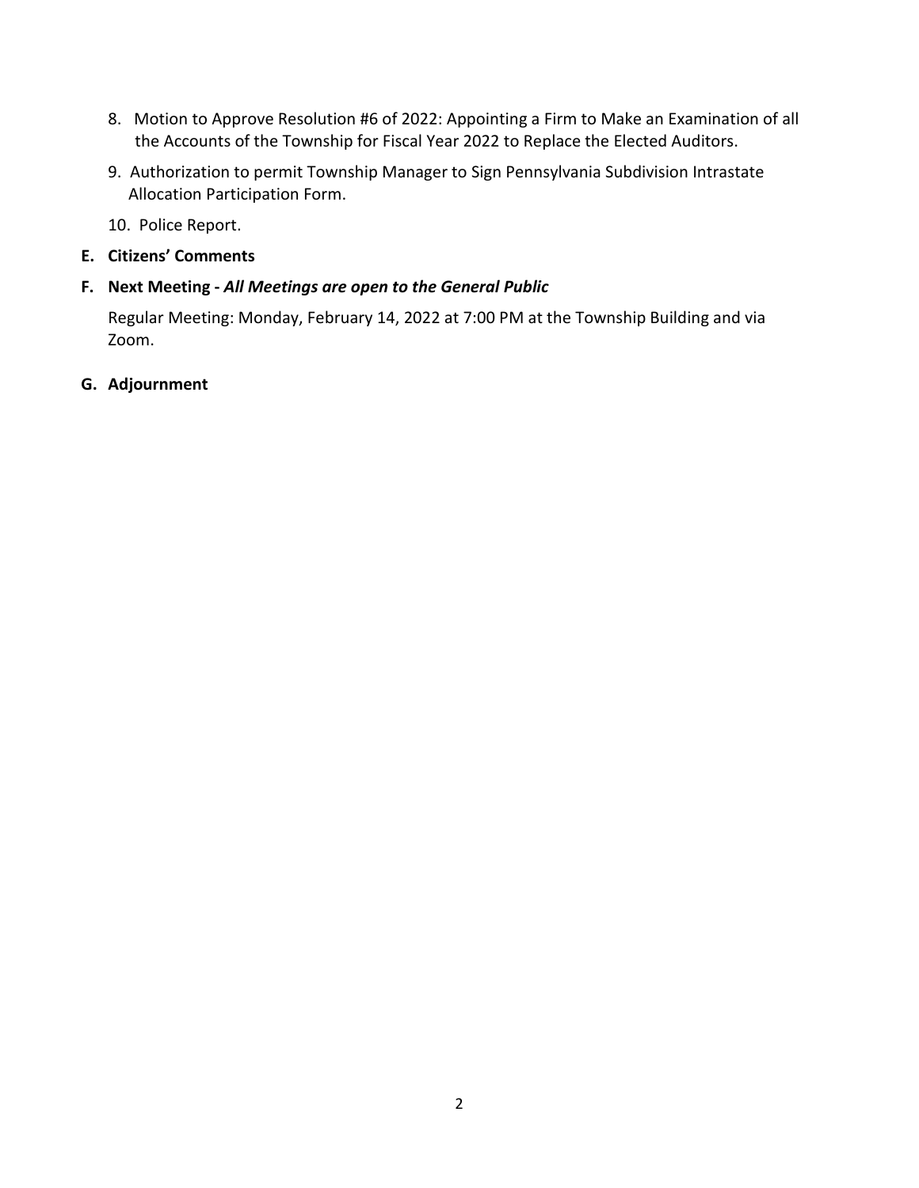8. Motion to Approve Resolution #6 of 2022: Appointing a Firm to Make an Examination of all the Accounts of the Township for Fiscal Year 2022 to Replace the Elected Auditors.
9. Authorization to permit Township Manager to Sign Pennsylvania Subdivision Intrastate Allocation Participation Form.
10. Police Report.

**E. Citizens' Comments**

**F. Next Meeting -** ***All Meetings are open to the General Public***

Regular Meeting: Monday, February 14, 2022 at 7:00 PM at the Township Building and via Zoom.

**G. Adjournment**